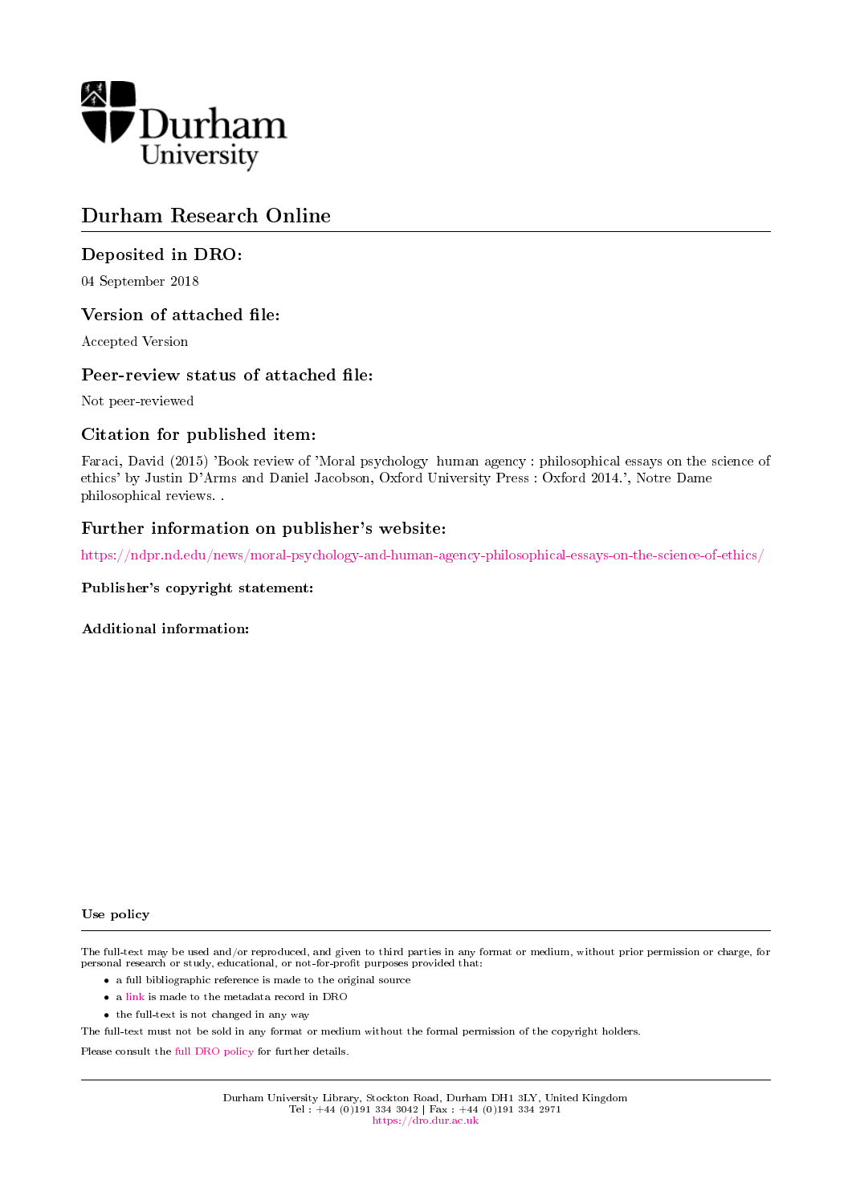Durham University

# Durham Research Online

## Deposited in DRO:

04 September 2018

## Version of attached file:

Accepted Version

## Peer-review status of attached file:

Not peer-reviewed

## Citation for published item:

Faraci, David (2015) 'Book review of 'Moral psychology human agency : philosophical essays on the science of ethics' by Justin D'Arms and Daniel Jacobson, Oxford University Press : Oxford 2014.', Notre Dame philosophical reviews. .

## Further information on publisher's website:

https://ndpr.nd.edu/news/moral-psychology-and-human-agency-philosophical-essays-on-the-science-of-ethics/

### Publisher's copyright statement:

### Additional information:

#### Use policy

The full-text may be used and/or reproduced, and given to third parties in any format or medium, without prior permission or charge, for personal research or study, educational, or not-for-profit purposes provided that:

- a full bibliographic reference is made to the original source
- a link is made to the metadata record in DRO
- the full-text is not changed in any way

The full-text must not be sold in any format or medium without the formal permission of the copyright holders.

Please consult the full DRO policy for further details.

Durham University Library, Stockton Road, Durham DH1 3LY, United Kingdom
Tel : +44 (0)191 334 3042 | Fax : +44 (0)191 334 2971
https://dro.dur.ac.uk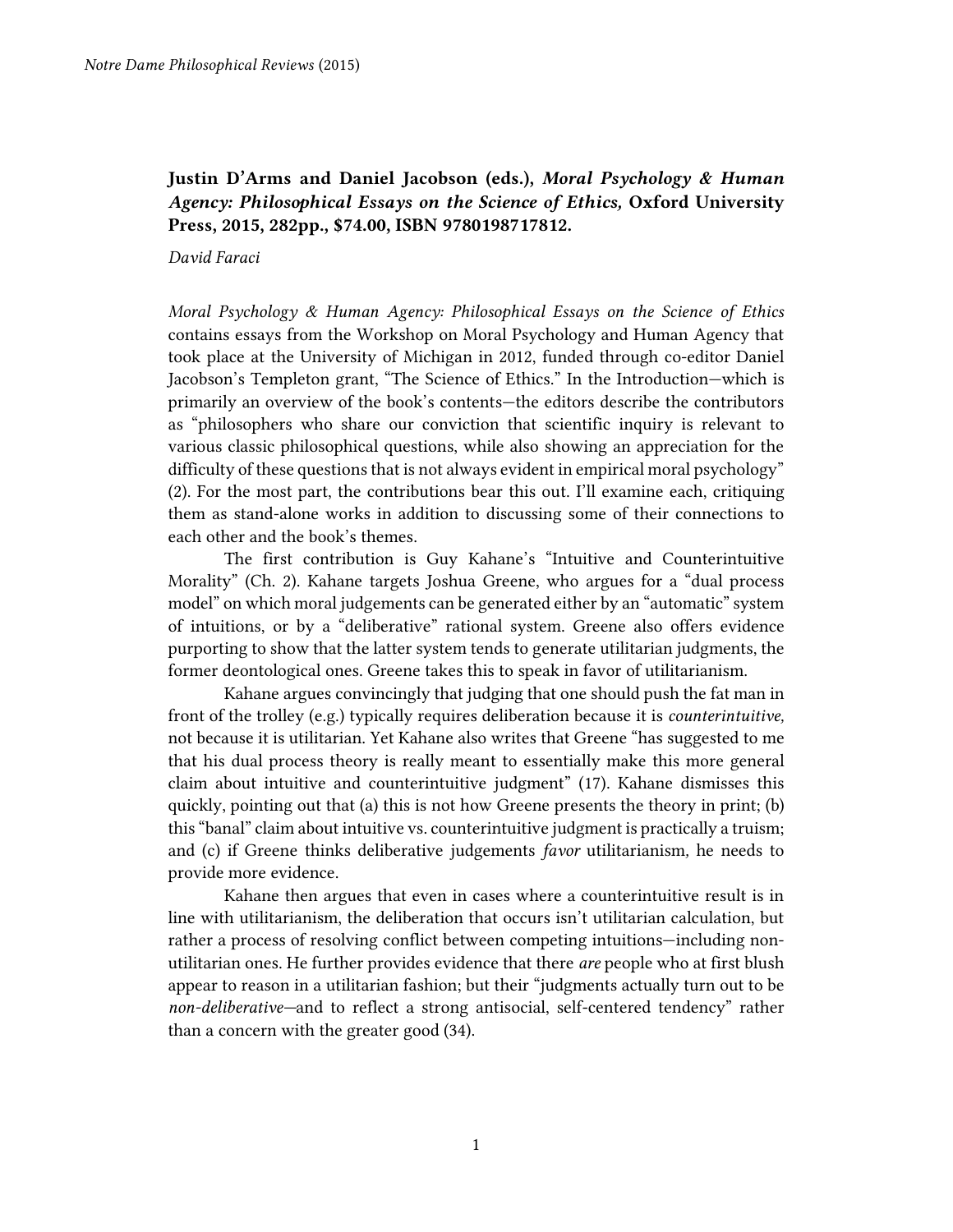**Justin D'Arms and Daniel Jacobson (eds.), *Moral Psychology & Human Agency: Philosophical Essays on the Science of Ethics,* Oxford University Press, 2015, 282pp., $74.00, ISBN 9780198717812.**

*David Faraci*

*Moral Psychology & Human Agency: Philosophical Essays on the Science of Ethics* contains essays from the Workshop on Moral Psychology and Human Agency that took place at the University of Michigan in 2012, funded through co-editor Daniel Jacobson's Templeton grant, "The Science of Ethics." In the Introduction—which is primarily an overview of the book's contents—the editors describe the contributors as "philosophers who share our conviction that scientific inquiry is relevant to various classic philosophical questions, while also showing an appreciation for the difficulty of these questions that is not always evident in empirical moral psychology" (2). For the most part, the contributions bear this out. I'll examine each, critiquing them as stand-alone works in addition to discussing some of their connections to each other and the book's themes.

The first contribution is Guy Kahane's "Intuitive and Counterintuitive Morality" (Ch. 2). Kahane targets Joshua Greene, who argues for a "dual process model" on which moral judgements can be generated either by an "automatic" system of intuitions, or by a "deliberative" rational system. Greene also offers evidence purporting to show that the latter system tends to generate utilitarian judgments, the former deontological ones. Greene takes this to speak in favor of utilitarianism.

Kahane argues convincingly that judging that one should push the fat man in front of the trolley (e.g.) typically requires deliberation because it is *counterintuitive,* not because it is utilitarian. Yet Kahane also writes that Greene "has suggested to me that his dual process theory is really meant to essentially make this more general claim about intuitive and counterintuitive judgment" (17). Kahane dismisses this quickly, pointing out that (a) this is not how Greene presents the theory in print; (b) this "banal" claim about intuitive vs. counterintuitive judgment is practically a truism; and (c) if Greene thinks deliberative judgements *favor* utilitarianism, he needs to provide more evidence.

Kahane then argues that even in cases where a counterintuitive result is in line with utilitarianism, the deliberation that occurs isn't utilitarian calculation, but rather a process of resolving conflict between competing intuitions—including non-utilitarian ones. He further provides evidence that there *are* people who at first blush appear to reason in a utilitarian fashion; but their "judgments actually turn out to be *non-deliberative*—and to reflect a strong antisocial, self-centered tendency" rather than a concern with the greater good (34).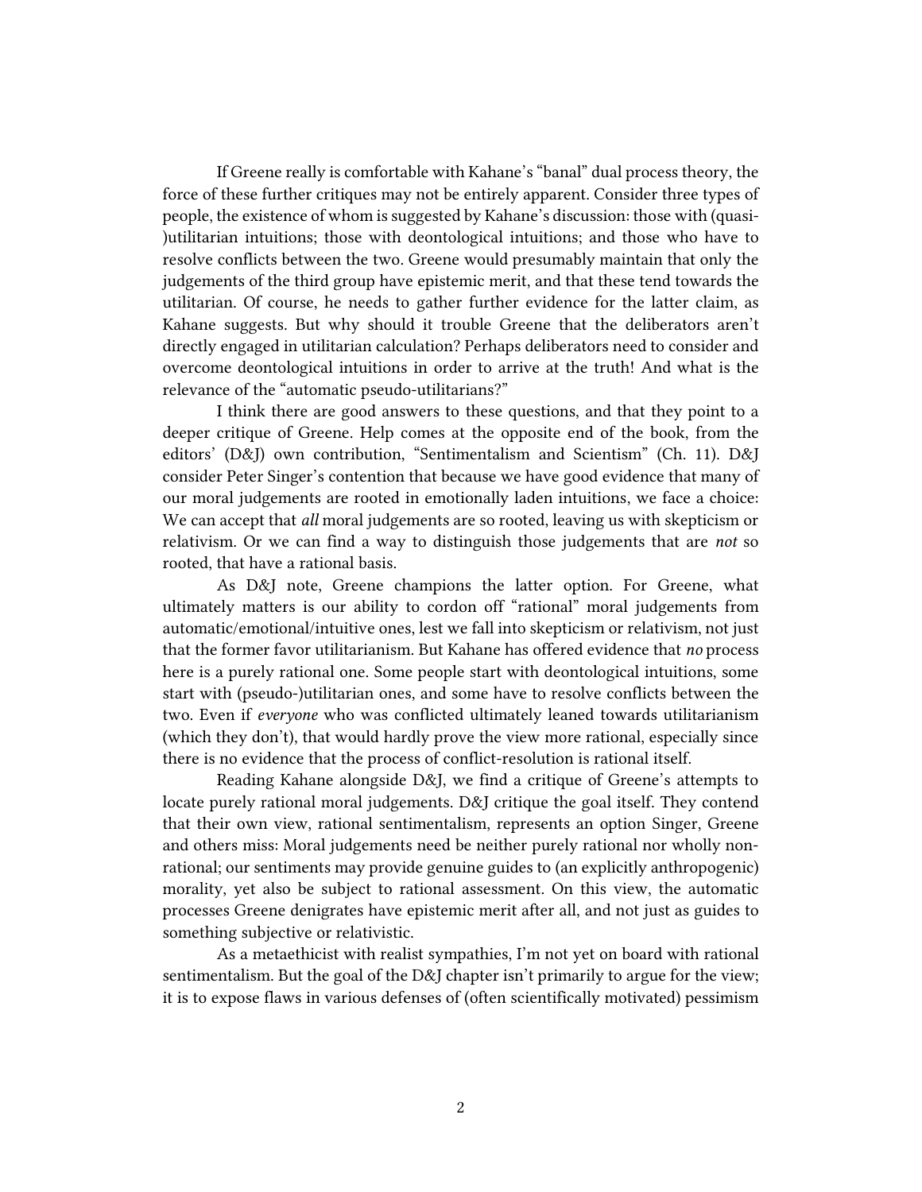If Greene really is comfortable with Kahane's "banal" dual process theory, the force of these further critiques may not be entirely apparent. Consider three types of people, the existence of whom is suggested by Kahane's discussion: those with (quasi-)utilitarian intuitions; those with deontological intuitions; and those who have to resolve conflicts between the two. Greene would presumably maintain that only the judgements of the third group have epistemic merit, and that these tend towards the utilitarian. Of course, he needs to gather further evidence for the latter claim, as Kahane suggests. But why should it trouble Greene that the deliberators aren't directly engaged in utilitarian calculation? Perhaps deliberators need to consider and overcome deontological intuitions in order to arrive at the truth! And what is the relevance of the "automatic pseudo-utilitarians?"

I think there are good answers to these questions, and that they point to a deeper critique of Greene. Help comes at the opposite end of the book, from the editors' (D&J) own contribution, "Sentimentalism and Scientism" (Ch. 11). D&J consider Peter Singer's contention that because we have good evidence that many of our moral judgements are rooted in emotionally laden intuitions, we face a choice: We can accept that *all* moral judgements are so rooted, leaving us with skepticism or relativism. Or we can find a way to distinguish those judgements that are *not* so rooted, that have a rational basis.

As D&J note, Greene champions the latter option. For Greene, what ultimately matters is our ability to cordon off "rational" moral judgements from automatic/emotional/intuitive ones, lest we fall into skepticism or relativism, not just that the former favor utilitarianism. But Kahane has offered evidence that *no* process here is a purely rational one. Some people start with deontological intuitions, some start with (pseudo-)utilitarian ones, and some have to resolve conflicts between the two. Even if *everyone* who was conflicted ultimately leaned towards utilitarianism (which they don't), that would hardly prove the view more rational, especially since there is no evidence that the process of conflict-resolution is rational itself.

Reading Kahane alongside D&J, we find a critique of Greene's attempts to locate purely rational moral judgements. D&J critique the goal itself. They contend that their own view, rational sentimentalism, represents an option Singer, Greene and others miss: Moral judgements need be neither purely rational nor wholly non-rational; our sentiments may provide genuine guides to (an explicitly anthropogenic) morality, yet also be subject to rational assessment. On this view, the automatic processes Greene denigrates have epistemic merit after all, and not just as guides to something subjective or relativistic.

As a metaethicist with realist sympathies, I'm not yet on board with rational sentimentalism. But the goal of the D&J chapter isn't primarily to argue for the view; it is to expose flaws in various defenses of (often scientifically motivated) pessimism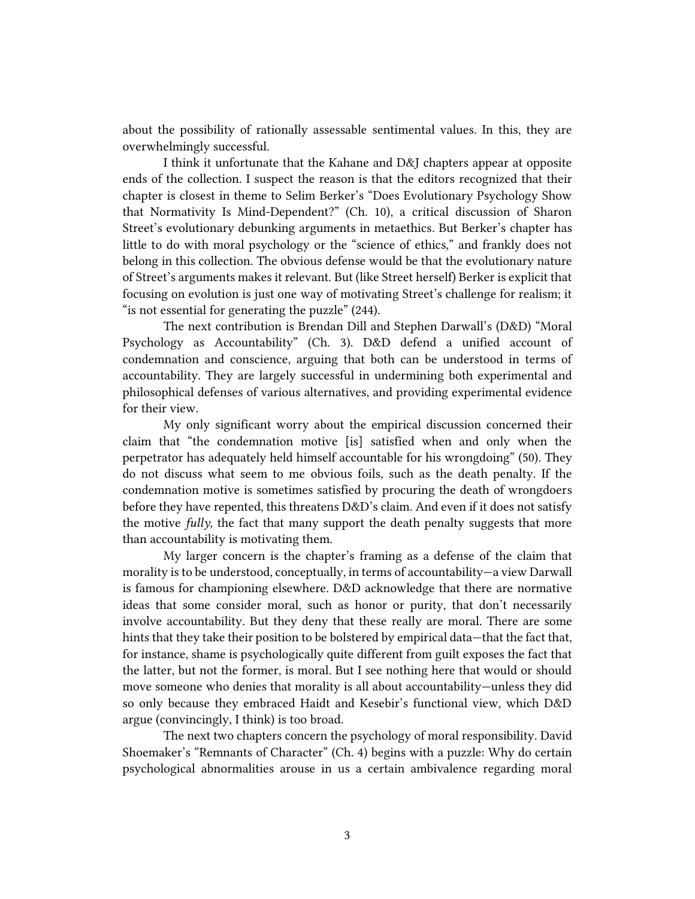about the possibility of rationally assessable sentimental values. In this, they are overwhelmingly successful.

I think it unfortunate that the Kahane and D&J chapters appear at opposite ends of the collection. I suspect the reason is that the editors recognized that their chapter is closest in theme to Selim Berker's "Does Evolutionary Psychology Show that Normativity Is Mind-Dependent?" (Ch. 10), a critical discussion of Sharon Street's evolutionary debunking arguments in metaethics. But Berker's chapter has little to do with moral psychology or the "science of ethics," and frankly does not belong in this collection. The obvious defense would be that the evolutionary nature of Street's arguments makes it relevant. But (like Street herself) Berker is explicit that focusing on evolution is just one way of motivating Street's challenge for realism; it "is not essential for generating the puzzle" (244).

The next contribution is Brendan Dill and Stephen Darwall's (D&D) "Moral Psychology as Accountability" (Ch. 3). D&D defend a unified account of condemnation and conscience, arguing that both can be understood in terms of accountability. They are largely successful in undermining both experimental and philosophical defenses of various alternatives, and providing experimental evidence for their view.

My only significant worry about the empirical discussion concerned their claim that "the condemnation motive [is] satisfied when and only when the perpetrator has adequately held himself accountable for his wrongdoing" (50). They do not discuss what seem to me obvious foils, such as the death penalty. If the condemnation motive is sometimes satisfied by procuring the death of wrongdoers before they have repented, this threatens D&D's claim. And even if it does not satisfy the motive *fully,* the fact that many support the death penalty suggests that more than accountability is motivating them.

My larger concern is the chapter's framing as a defense of the claim that morality is to be understood, conceptually, in terms of accountability—a view Darwall is famous for championing elsewhere. D&D acknowledge that there are normative ideas that some consider moral, such as honor or purity, that don't necessarily involve accountability. But they deny that these really are moral. There are some hints that they take their position to be bolstered by empirical data—that the fact that, for instance, shame is psychologically quite different from guilt exposes the fact that the latter, but not the former, is moral. But I see nothing here that would or should move someone who denies that morality is all about accountability—unless they did so only because they embraced Haidt and Kesebir's functional view, which D&D argue (convincingly, I think) is too broad.

The next two chapters concern the psychology of moral responsibility. David Shoemaker's "Remnants of Character" (Ch. 4) begins with a puzzle: Why do certain psychological abnormalities arouse in us a certain ambivalence regarding moral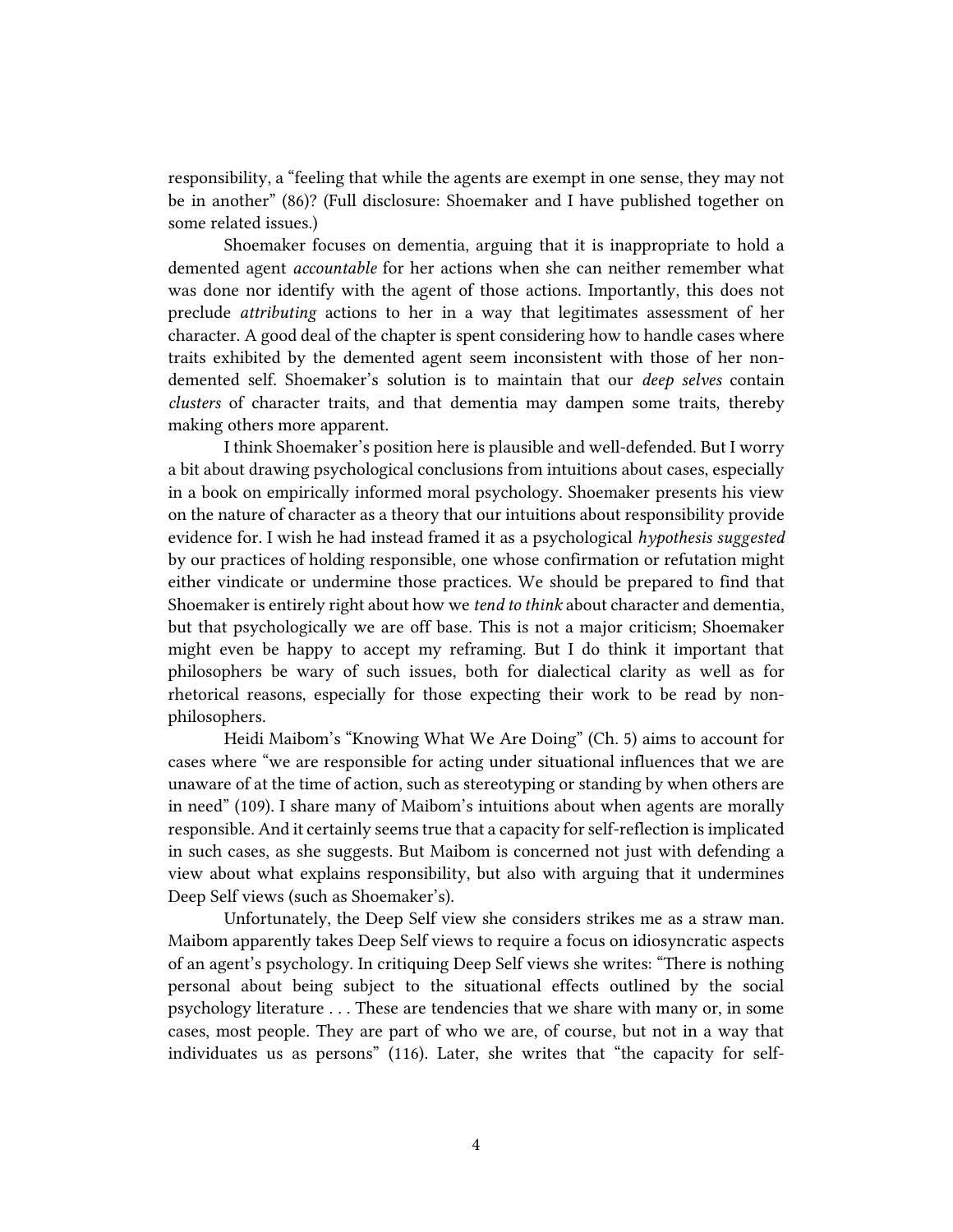responsibility, a "feeling that while the agents are exempt in one sense, they may not be in another" (86)? (Full disclosure: Shoemaker and I have published together on some related issues.)

Shoemaker focuses on dementia, arguing that it is inappropriate to hold a demented agent *accountable* for her actions when she can neither remember what was done nor identify with the agent of those actions. Importantly, this does not preclude *attributing* actions to her in a way that legitimates assessment of her character. A good deal of the chapter is spent considering how to handle cases where traits exhibited by the demented agent seem inconsistent with those of her non-demented self. Shoemaker's solution is to maintain that our *deep selves* contain *clusters* of character traits, and that dementia may dampen some traits, thereby making others more apparent.

I think Shoemaker's position here is plausible and well-defended. But I worry a bit about drawing psychological conclusions from intuitions about cases, especially in a book on empirically informed moral psychology. Shoemaker presents his view on the nature of character as a theory that our intuitions about responsibility provide evidence for. I wish he had instead framed it as a psychological *hypothesis suggested* by our practices of holding responsible, one whose confirmation or refutation might either vindicate or undermine those practices. We should be prepared to find that Shoemaker is entirely right about how we *tend to think* about character and dementia, but that psychologically we are off base. This is not a major criticism; Shoemaker might even be happy to accept my reframing. But I do think it important that philosophers be wary of such issues, both for dialectical clarity as well as for rhetorical reasons, especially for those expecting their work to be read by non-philosophers.

Heidi Maibom's "Knowing What We Are Doing" (Ch. 5) aims to account for cases where "we are responsible for acting under situational influences that we are unaware of at the time of action, such as stereotyping or standing by when others are in need" (109). I share many of Maibom's intuitions about when agents are morally responsible. And it certainly seems true that a capacity for self-reflection is implicated in such cases, as she suggests. But Maibom is concerned not just with defending a view about what explains responsibility, but also with arguing that it undermines Deep Self views (such as Shoemaker's).

Unfortunately, the Deep Self view she considers strikes me as a straw man. Maibom apparently takes Deep Self views to require a focus on idiosyncratic aspects of an agent's psychology. In critiquing Deep Self views she writes: "There is nothing personal about being subject to the situational effects outlined by the social psychology literature . . . These are tendencies that we share with many or, in some cases, most people. They are part of who we are, of course, but not in a way that individuates us as persons" (116). Later, she writes that "the capacity for self-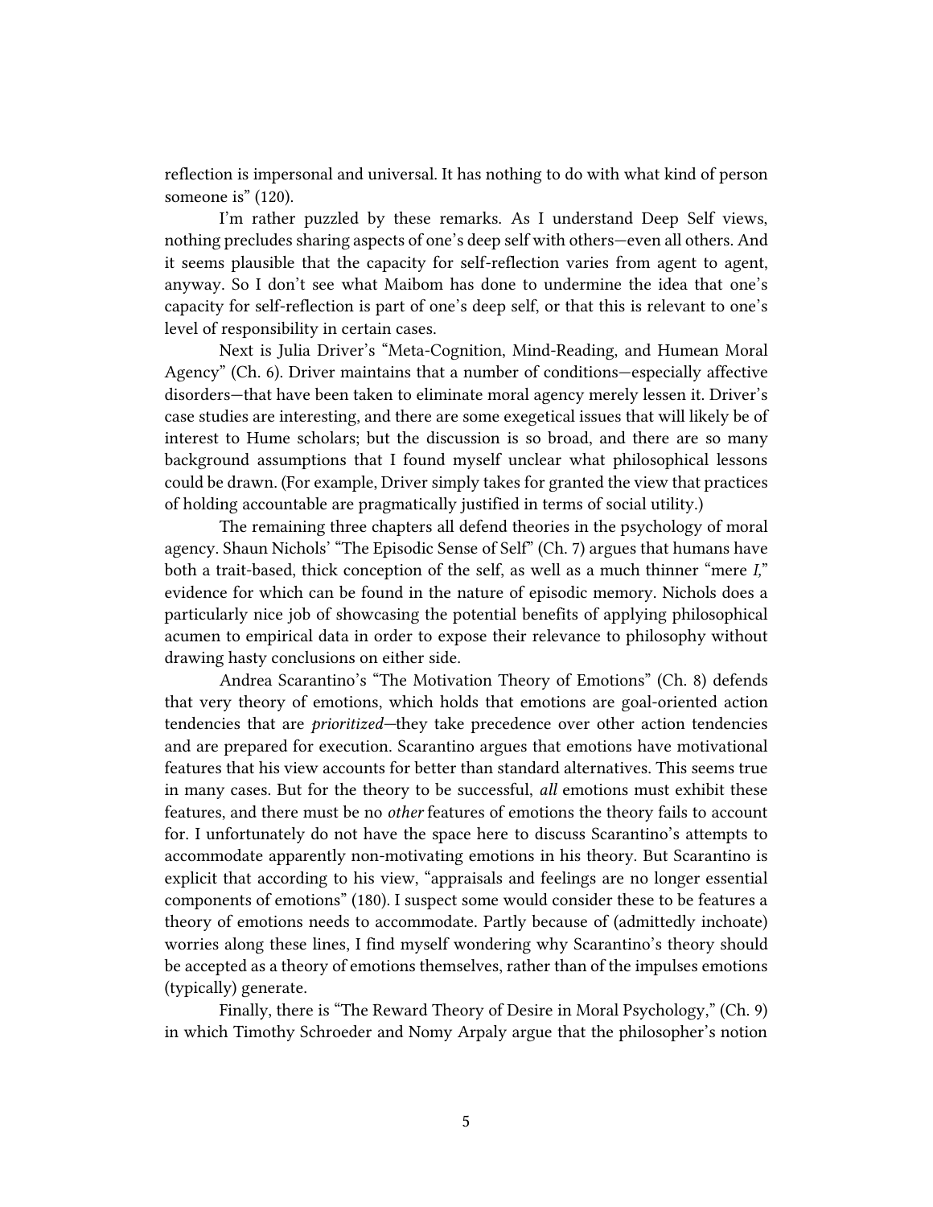reflection is impersonal and universal. It has nothing to do with what kind of person someone is" (120).

I'm rather puzzled by these remarks. As I understand Deep Self views, nothing precludes sharing aspects of one's deep self with others—even all others. And it seems plausible that the capacity for self-reflection varies from agent to agent, anyway. So I don't see what Maibom has done to undermine the idea that one's capacity for self-reflection is part of one's deep self, or that this is relevant to one's level of responsibility in certain cases.

Next is Julia Driver's "Meta-Cognition, Mind-Reading, and Humean Moral Agency" (Ch. 6). Driver maintains that a number of conditions—especially affective disorders—that have been taken to eliminate moral agency merely lessen it. Driver's case studies are interesting, and there are some exegetical issues that will likely be of interest to Hume scholars; but the discussion is so broad, and there are so many background assumptions that I found myself unclear what philosophical lessons could be drawn. (For example, Driver simply takes for granted the view that practices of holding accountable are pragmatically justified in terms of social utility.)

The remaining three chapters all defend theories in the psychology of moral agency. Shaun Nichols' "The Episodic Sense of Self" (Ch. 7) argues that humans have both a trait-based, thick conception of the self, as well as a much thinner "mere *I*," evidence for which can be found in the nature of episodic memory. Nichols does a particularly nice job of showcasing the potential benefits of applying philosophical acumen to empirical data in order to expose their relevance to philosophy without drawing hasty conclusions on either side.

Andrea Scarantino's "The Motivation Theory of Emotions" (Ch. 8) defends that very theory of emotions, which holds that emotions are goal-oriented action tendencies that are *prioritized*—they take precedence over other action tendencies and are prepared for execution. Scarantino argues that emotions have motivational features that his view accounts for better than standard alternatives. This seems true in many cases. But for the theory to be successful, *all* emotions must exhibit these features, and there must be no *other* features of emotions the theory fails to account for. I unfortunately do not have the space here to discuss Scarantino's attempts to accommodate apparently non-motivating emotions in his theory. But Scarantino is explicit that according to his view, "appraisals and feelings are no longer essential components of emotions" (180). I suspect some would consider these to be features a theory of emotions needs to accommodate. Partly because of (admittedly inchoate) worries along these lines, I find myself wondering why Scarantino's theory should be accepted as a theory of emotions themselves, rather than of the impulses emotions (typically) generate.

Finally, there is "The Reward Theory of Desire in Moral Psychology," (Ch. 9) in which Timothy Schroeder and Nomy Arpaly argue that the philosopher's notion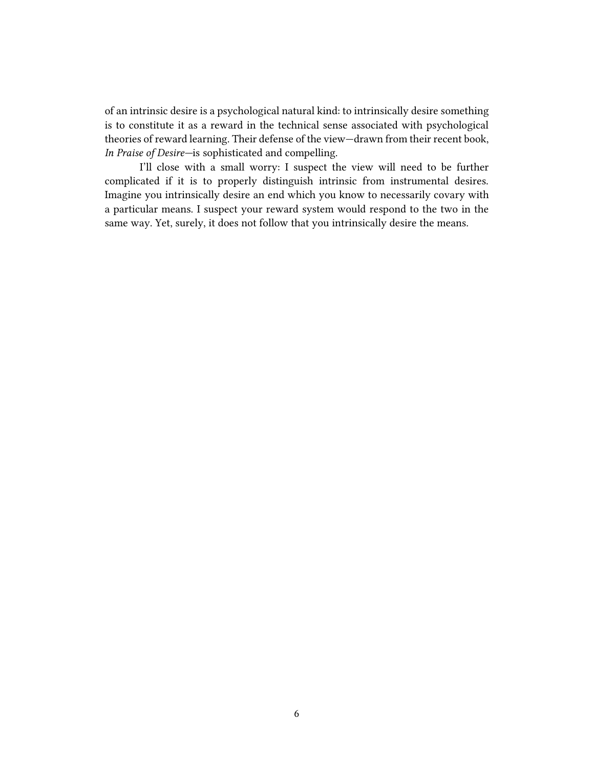of an intrinsic desire is a psychological natural kind: to intrinsically desire something is to constitute it as a reward in the technical sense associated with psychological theories of reward learning. Their defense of the view—drawn from their recent book, *In Praise of Desire*—is sophisticated and compelling.

I'll close with a small worry: I suspect the view will need to be further complicated if it is to properly distinguish intrinsic from instrumental desires. Imagine you intrinsically desire an end which you know to necessarily covary with a particular means. I suspect your reward system would respond to the two in the same way. Yet, surely, it does not follow that you intrinsically desire the means.